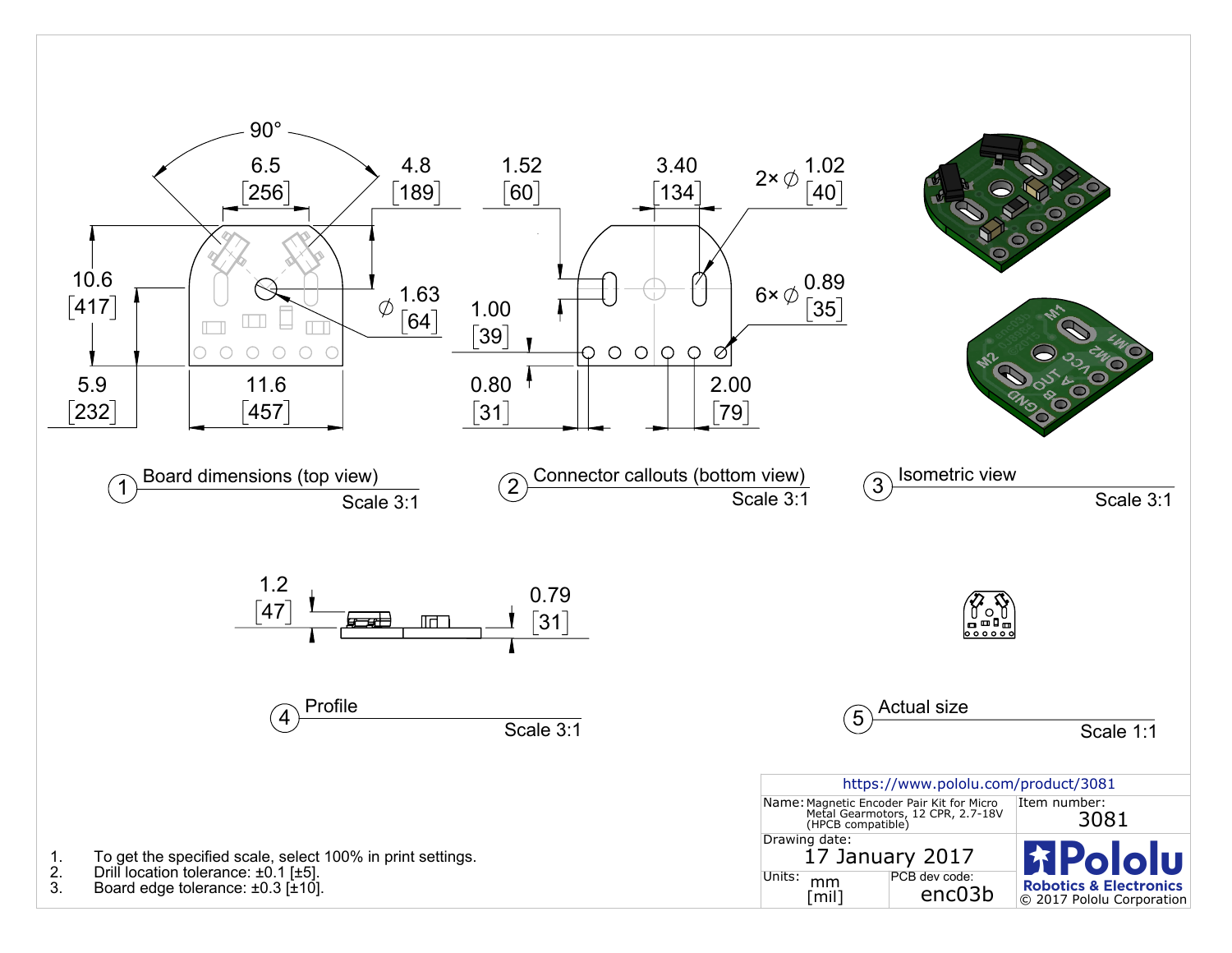90°

6.5 [256]

4.8 [189]

10.6 [417]

⌀ 1.63 [64]

5.9 [232]

11.6 [457]

1.52 [60]

3.40 [134]

2× ⌀ 1.02 [40]

6× ⌀ 0.89 [35]

1.00 [39]

0.80 [31]

2.00 [79]

M1 M1 M2 M2 VCC A OUT B GND

1 Board dimensions (top view) Scale 3:1

2 Connector callouts (bottom view) Scale 3:1

3 Isometric view Scale 3:1

1.2 [47]

0.79 [31]

4 Profile Scale 3:1

5 Actual size Scale 1:1

1. To get the specified scale, select 100% in print settings.
2. Drill location tolerance: ±0.1 [±5].
3. Board edge tolerance: ±0.3 [±10].

| https://www.pololu.com/product/3081 | | |
|---|---|---|
| Name: Magnetic Encoder Pair Kit for Micro Metal Gearmotors, 12 CPR, 2.7-18V (HPCB compatible) | | Item number: 3081 |
| Drawing date: 17 January 2017 | | Pololu Robotics & Electronics © 2017 Pololu Corporation |
| Units: mm [mil] | PCB dev code: enc03b | |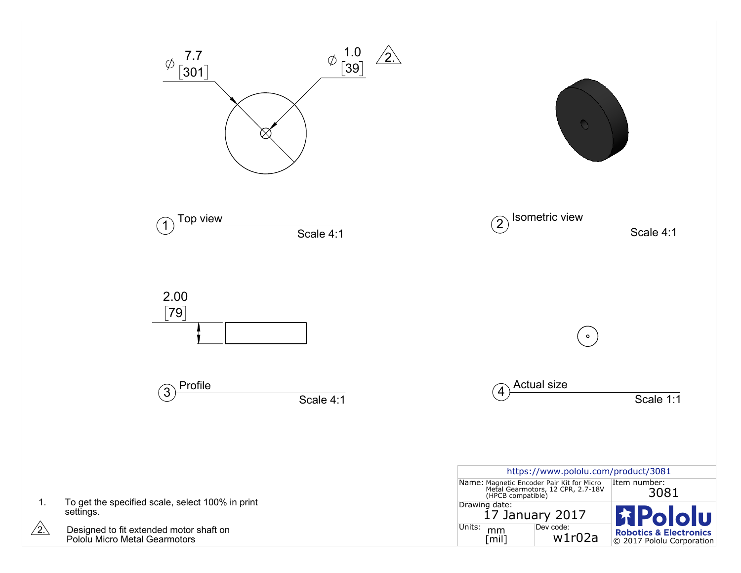⌀ 7.7
[301]

⌀ 1.0
[39]
2.

1 Top view
Scale 4:1

2 Isometric view
Scale 4:1

2.00
[79]

3 Profile
Scale 4:1

4 Actual size
Scale 1:1

1. To get the specified scale, select 100% in print settings.

2. Designed to fit extended motor shaft on Pololu Micro Metal Gearmotors

| | | |
|---|---|---|
| https://www.pololu.com/product/3081 | | |
| Name: Magnetic Encoder Pair Kit for Micro Metal Gearmotors, 12 CPR, 2.7-18V (HPCB compatible) | | Item number: 3081 |
| Drawing date: 17 January 2017 | | Pololu Robotics & Electronics © 2017 Pololu Corporation |
| Units: mm [mil] | Dev code: w1r02a | |